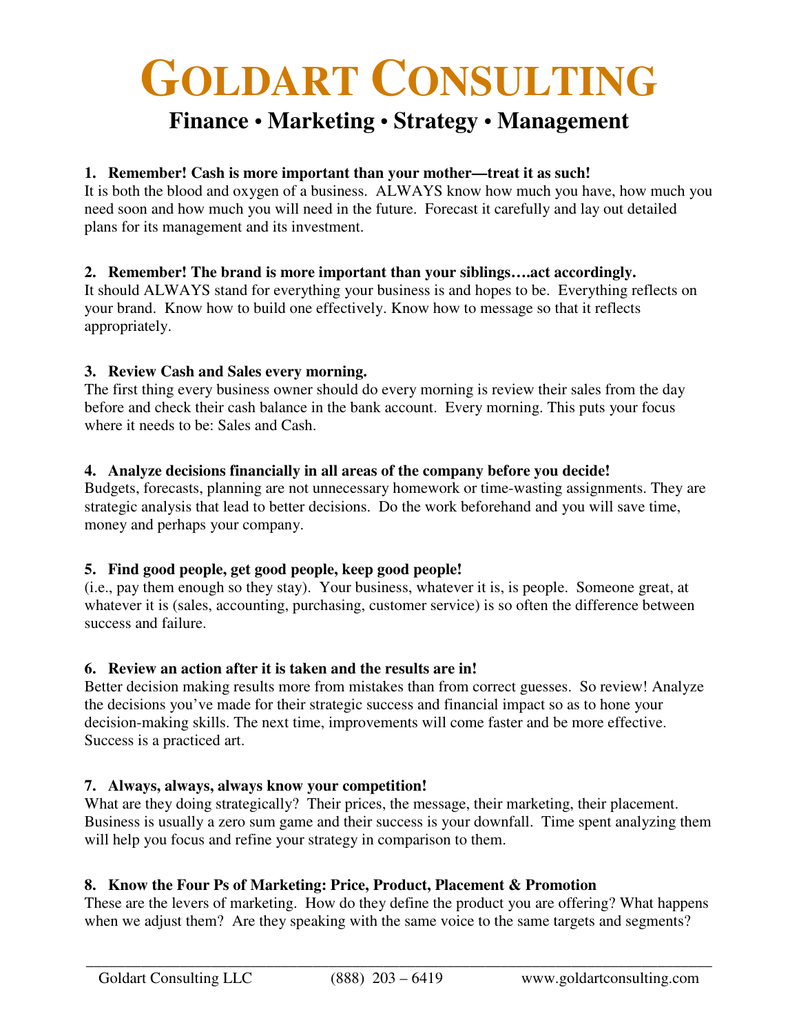# GOLDART CONSULTING

## Finance • Marketing • Strategy • Management

**1. Remember! Cash is more important than your mother—treat it as such!**

It is both the blood and oxygen of a business. ALWAYS know how much you have, how much you need soon and how much you will need in the future. Forecast it carefully and lay out detailed plans for its management and its investment.

**2. Remember! The brand is more important than your siblings….act accordingly.**

It should ALWAYS stand for everything your business is and hopes to be. Everything reflects on your brand. Know how to build one effectively. Know how to message so that it reflects appropriately.

**3. Review Cash and Sales every morning.**

The first thing every business owner should do every morning is review their sales from the day before and check their cash balance in the bank account. Every morning. This puts your focus where it needs to be: Sales and Cash.

**4. Analyze decisions financially in all areas of the company before you decide!**

Budgets, forecasts, planning are not unnecessary homework or time-wasting assignments. They are strategic analysis that lead to better decisions. Do the work beforehand and you will save time, money and perhaps your company.

**5. Find good people, get good people, keep good people!**

(i.e., pay them enough so they stay). Your business, whatever it is, is people. Someone great, at whatever it is (sales, accounting, purchasing, customer service) is so often the difference between success and failure.

**6. Review an action after it is taken and the results are in!**

Better decision making results more from mistakes than from correct guesses. So review! Analyze the decisions you've made for their strategic success and financial impact so as to hone your decision-making skills. The next time, improvements will come faster and be more effective. Success is a practiced art.

**7. Always, always, always know your competition!**

What are they doing strategically? Their prices, the message, their marketing, their placement. Business is usually a zero sum game and their success is your downfall. Time spent analyzing them will help you focus and refine your strategy in comparison to them.

**8. Know the Four Ps of Marketing: Price, Product, Placement & Promotion**

These are the levers of marketing. How do they define the product you are offering? What happens when we adjust them? Are they speaking with the same voice to the same targets and segments?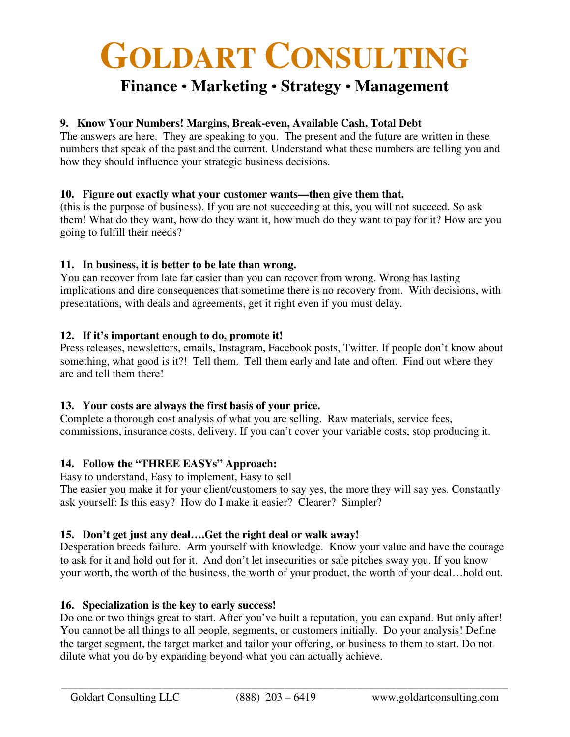# GOLDART CONSULTING

## Finance • Marketing • Strategy • Management

**9. Know Your Numbers! Margins, Break-even, Available Cash, Total Debt**

The answers are here. They are speaking to you. The present and the future are written in these numbers that speak of the past and the current. Understand what these numbers are telling you and how they should influence your strategic business decisions.

**10. Figure out exactly what your customer wants—then give them that.**

(this is the purpose of business). If you are not succeeding at this, you will not succeed. So ask them! What do they want, how do they want it, how much do they want to pay for it? How are you going to fulfill their needs?

**11. In business, it is better to be late than wrong.**

You can recover from late far easier than you can recover from wrong. Wrong has lasting implications and dire consequences that sometime there is no recovery from. With decisions, with presentations, with deals and agreements, get it right even if you must delay.

**12. If it's important enough to do, promote it!**

Press releases, newsletters, emails, Instagram, Facebook posts, Twitter. If people don't know about something, what good is it?! Tell them. Tell them early and late and often. Find out where they are and tell them there!

**13. Your costs are always the first basis of your price.**

Complete a thorough cost analysis of what you are selling. Raw materials, service fees, commissions, insurance costs, delivery. If you can't cover your variable costs, stop producing it.

**14. Follow the "THREE EASYs" Approach:**

Easy to understand, Easy to implement, Easy to sell

The easier you make it for your client/customers to say yes, the more they will say yes. Constantly ask yourself: Is this easy? How do I make it easier? Clearer? Simpler?

**15. Don't get just any deal….Get the right deal or walk away!**

Desperation breeds failure. Arm yourself with knowledge. Know your value and have the courage to ask for it and hold out for it. And don't let insecurities or sale pitches sway you. If you know your worth, the worth of the business, the worth of your product, the worth of your deal…hold out.

**16. Specialization is the key to early success!**

Do one or two things great to start. After you've built a reputation, you can expand. But only after! You cannot be all things to all people, segments, or customers initially. Do your analysis! Define the target segment, the target market and tailor your offering, or business to them to start. Do not dilute what you do by expanding beyond what you can actually achieve.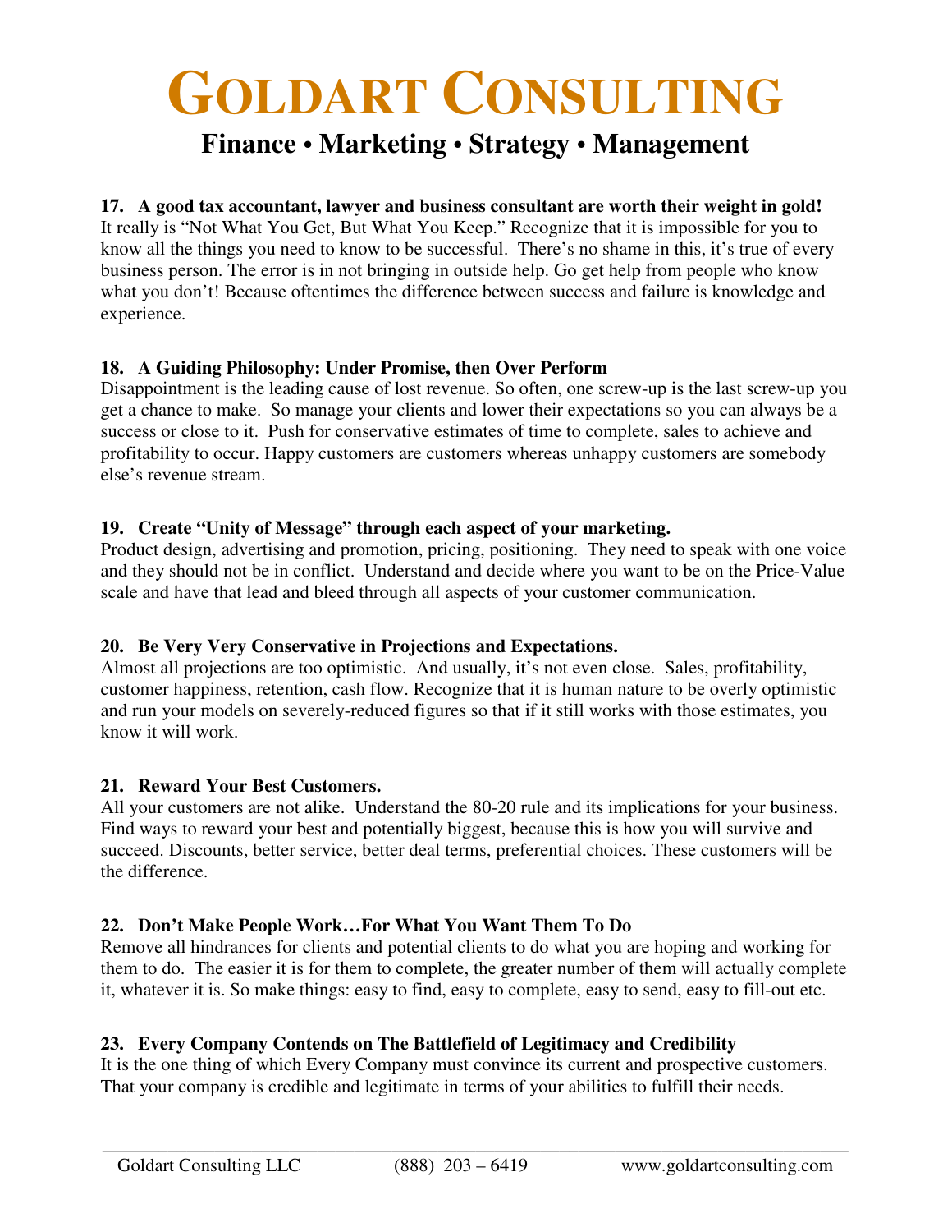# Goldart Consulting

## Finance • Marketing • Strategy • Management

**17. A good tax accountant, lawyer and business consultant are worth their weight in gold!**
It really is "Not What You Get, But What You Keep." Recognize that it is impossible for you to know all the things you need to know to be successful. There's no shame in this, it's true of every business person. The error is in not bringing in outside help. Go get help from people who know what you don't! Because oftentimes the difference between success and failure is knowledge and experience.

**18. A Guiding Philosophy: Under Promise, then Over Perform**
Disappointment is the leading cause of lost revenue. So often, one screw-up is the last screw-up you get a chance to make. So manage your clients and lower their expectations so you can always be a success or close to it. Push for conservative estimates of time to complete, sales to achieve and profitability to occur. Happy customers are customers whereas unhappy customers are somebody else's revenue stream.

**19. Create "Unity of Message" through each aspect of your marketing.**
Product design, advertising and promotion, pricing, positioning. They need to speak with one voice and they should not be in conflict. Understand and decide where you want to be on the Price-Value scale and have that lead and bleed through all aspects of your customer communication.

**20. Be Very Very Conservative in Projections and Expectations.**
Almost all projections are too optimistic. And usually, it's not even close. Sales, profitability, customer happiness, retention, cash flow. Recognize that it is human nature to be overly optimistic and run your models on severely-reduced figures so that if it still works with those estimates, you know it will work.

**21. Reward Your Best Customers.**
All your customers are not alike. Understand the 80-20 rule and its implications for your business. Find ways to reward your best and potentially biggest, because this is how you will survive and succeed. Discounts, better service, better deal terms, preferential choices. These customers will be the difference.

**22. Don't Make People Work…For What You Want Them To Do**
Remove all hindrances for clients and potential clients to do what you are hoping and working for them to do. The easier it is for them to complete, the greater number of them will actually complete it, whatever it is. So make things: easy to find, easy to complete, easy to send, easy to fill-out etc.

**23. Every Company Contends on The Battlefield of Legitimacy and Credibility**
It is the one thing of which Every Company must convince its current and prospective customers. That your company is credible and legitimate in terms of your abilities to fulfill their needs.

Goldart Consulting LLC (888) 203 – 6419 www.goldartconsulting.com